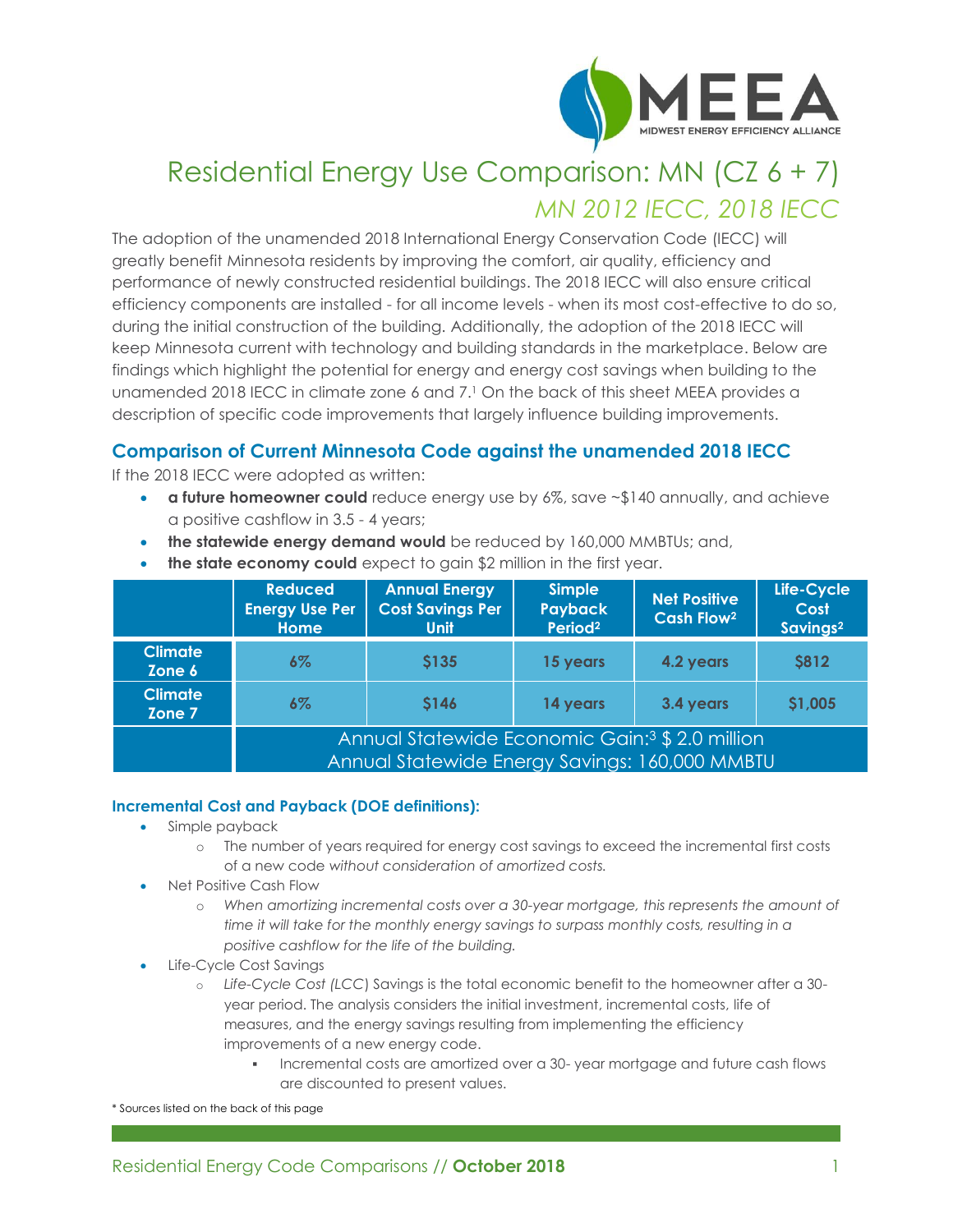# Residential Energy Use Comparison: MN (CZ 6 + 7)

## *MN 2012 IECC, 2018 IECC*

The adoption of the unamended 2018 International Energy Conservation Code (IECC) will greatly benefit Minnesota residents by improving the comfort, air quality, efficiency and performance of newly constructed residential buildings. The 2018 IECC will also ensure critical efficiency components are installed - for all income levels - when its most cost-effective to do so, during the initial construction of the building. Additionally, the adoption of the 2018 IECC will keep Minnesota current with technology and building standards in the marketplace. Below are findings which highlight the potential for energy and energy cost savings when building to the unamended 2018 IECC in climate zone 6 and 7.[1] On the back of this sheet MEEA provides a description of specific code improvements that largely influence building improvements.

## Comparison of Current Minnesota Code against the unamended 2018 IECC

If the 2018 IECC were adopted as written:

- **a future homeowner could** reduce energy use by 6%, save ~$140 annually, and achieve a positive cashflow in 3.5 - 4 years;
- **the statewide energy demand would** be reduced by 160,000 MMBTUs; and,
- **the state economy could** expect to gain $2 million in the first year.

| | Reduced Energy Use Per Home | Annual Energy Cost Savings Per Unit | Simple Payback Period[2] | Net Positive Cash Flow[2] | Life-Cycle Cost Savings[2] |
|---|---|---|---|---|---|
| Climate Zone 6 | 6% | $135 | 15 years | 4.2 years | $812 |
| Climate Zone 7 | 6% | $146 | 14 years | 3.4 years | $1,005 |
| | Annual Statewide Economic Gain:[3] $ 2.0 million<br>Annual Statewide Energy Savings: 160,000 MMBTU | | | | |

### Incremental Cost and Payback (DOE definitions):

- Simple payback
  - The number of years required for energy cost savings to exceed the incremental first costs of a new code *without consideration of amortized costs.*
- Net Positive Cash Flow
  - *When amortizing incremental costs over a 30-year mortgage, this represents the amount of time it will take for the monthly energy savings to surpass monthly costs, resulting in a positive cashflow for the life of the building.*
- Life-Cycle Cost Savings
  - *Life-Cycle Cost (LCC)* Savings is the total economic benefit to the homeowner after a 30-year period. The analysis considers the initial investment, incremental costs, life of measures, and the energy savings resulting from implementing the efficiency improvements of a new energy code.
    - Incremental costs are amortized over a 30- year mortgage and future cash flows are discounted to present values.

\* Sources listed on the back of this page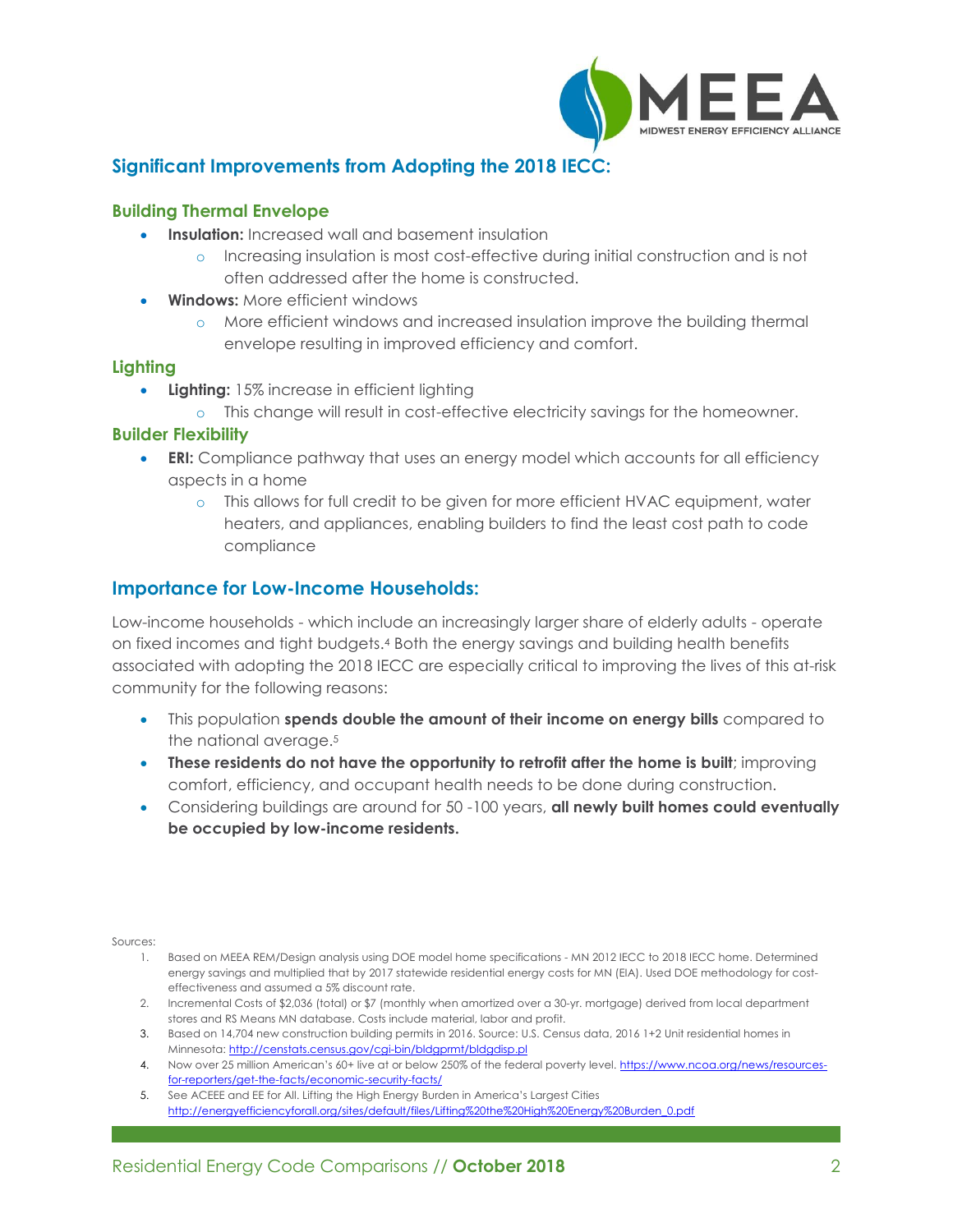## Significant Improvements from Adopting the 2018 IECC:

### Building Thermal Envelope

- **Insulation:** Increased wall and basement insulation
  - Increasing insulation is most cost-effective during initial construction and is not often addressed after the home is constructed.
- **Windows:** More efficient windows
  - More efficient windows and increased insulation improve the building thermal envelope resulting in improved efficiency and comfort.

### Lighting

- **Lighting:** 15% increase in efficient lighting
  - This change will result in cost-effective electricity savings for the homeowner.

### Builder Flexibility

- **ERI:** Compliance pathway that uses an energy model which accounts for all efficiency aspects in a home
  - This allows for full credit to be given for more efficient HVAC equipment, water heaters, and appliances, enabling builders to find the least cost path to code compliance

## Importance for Low-Income Households:

Low-income households - which include an increasingly larger share of elderly adults - operate on fixed incomes and tight budgets.[4] Both the energy savings and building health benefits associated with adopting the 2018 IECC are especially critical to improving the lives of this at-risk community for the following reasons:

- This population **spends double the amount of their income on energy bills** compared to the national average.[5]
- **These residents do not have the opportunity to retrofit after the home is built**; improving comfort, efficiency, and occupant health needs to be done during construction.
- Considering buildings are around for 50 -100 years, **all newly built homes could eventually be occupied by low-income residents.**

Sources:

1. Based on MEEA REM/Design analysis using DOE model home specifications - MN 2012 IECC to 2018 IECC home. Determined energy savings and multiplied that by 2017 statewide residential energy costs for MN (EIA). Used DOE methodology for cost-effectiveness and assumed a 5% discount rate.
2. Incremental Costs of $2,036 (total) or $7 (monthly when amortized over a 30-yr. mortgage) derived from local department stores and RS Means MN database. Costs include material, labor and profit.
3. Based on 14,704 new construction building permits in 2016. Source: U.S. Census data, 2016 1+2 Unit residential homes in Minnesota: http://censtats.census.gov/cgi-bin/bldgprmt/bldgdisp.pl
4. Now over 25 million American's 60+ live at or below 250% of the federal poverty level. https://www.ncoa.org/news/resources-for-reporters/get-the-facts/economic-security-facts/
5. See ACEEE and EE for All. Lifting the High Energy Burden in America's Largest Cities http://energyefficiencyforall.org/sites/default/files/Lifting%20the%20High%20Energy%20Burden_0.pdf